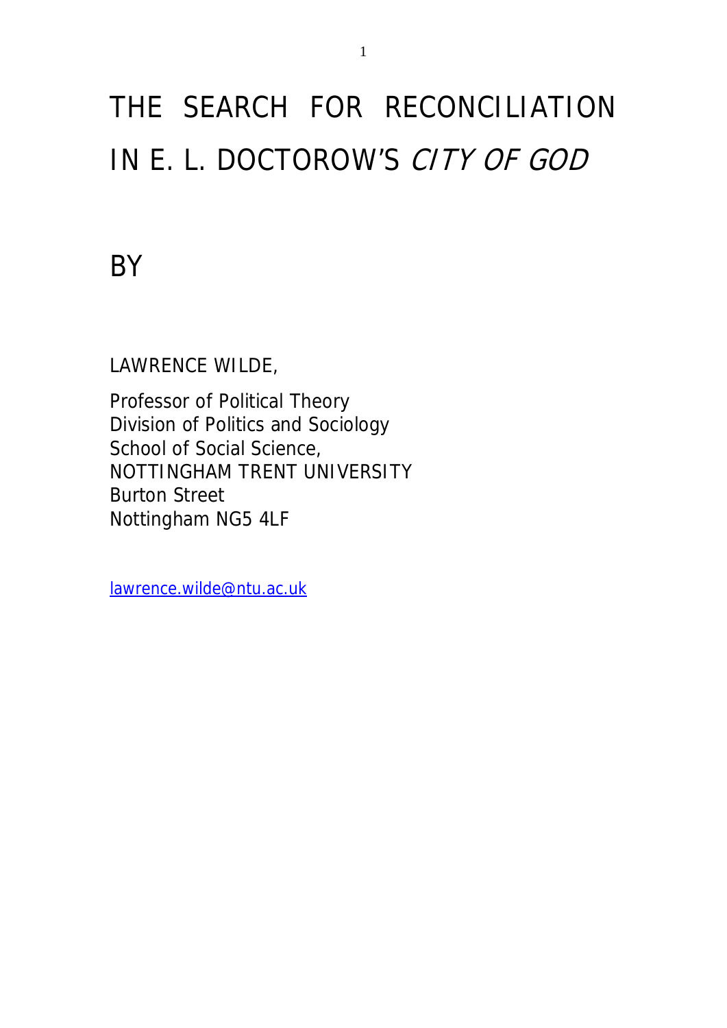# THE SEARCH FOR RECONCILIATION IN E. L. DOCTOROW'S *CITY OF GOD*

BY

LAWRENCE WILDE,

Professor of Political Theory
Division of Politics and Sociology
School of Social Science,
NOTTINGHAM TRENT UNIVERSITY
Burton Street
Nottingham NG5 4LF

lawrence.wilde@ntu.ac.uk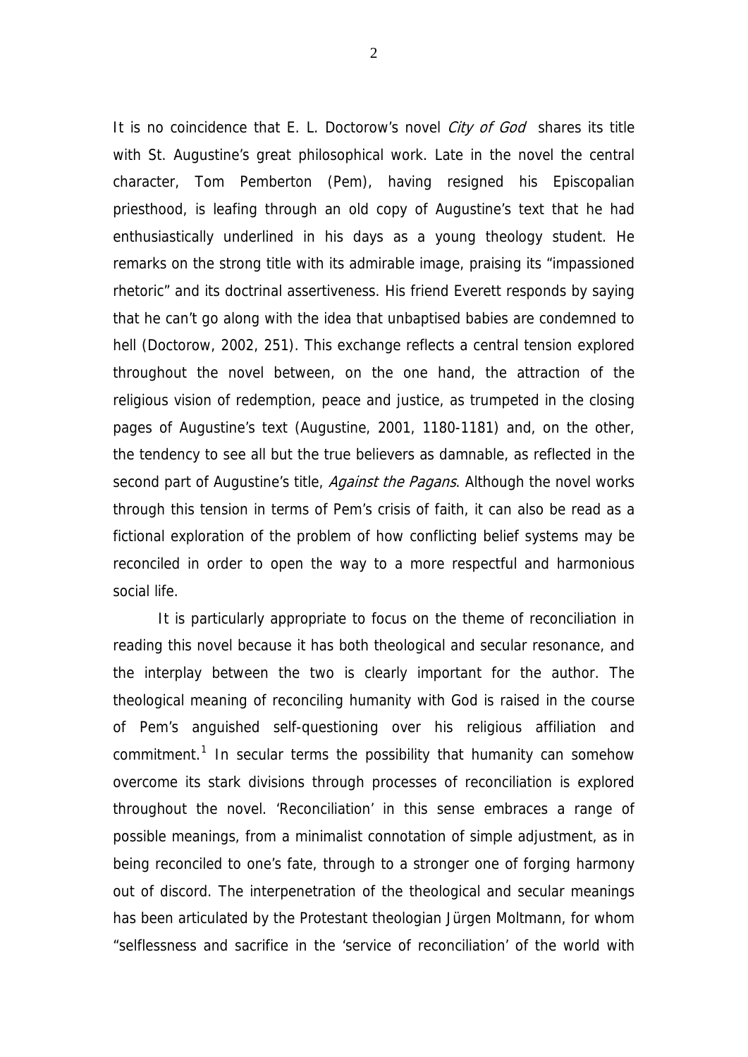It is no coincidence that E. L. Doctorow's novel *City of God* shares its title with St. Augustine's great philosophical work. Late in the novel the central character, Tom Pemberton (Pem), having resigned his Episcopalian priesthood, is leafing through an old copy of Augustine's text that he had enthusiastically underlined in his days as a young theology student. He remarks on the strong title with its admirable image, praising its "impassioned rhetoric" and its doctrinal assertiveness. His friend Everett responds by saying that he can't go along with the idea that unbaptised babies are condemned to hell (Doctorow, 2002, 251). This exchange reflects a central tension explored throughout the novel between, on the one hand, the attraction of the religious vision of redemption, peace and justice, as trumpeted in the closing pages of Augustine's text (Augustine, 2001, 1180-1181) and, on the other, the tendency to see all but the true believers as damnable, as reflected in the second part of Augustine's title, *Against the Pagans*. Although the novel works through this tension in terms of Pem's crisis of faith, it can also be read as a fictional exploration of the problem of how conflicting belief systems may be reconciled in order to open the way to a more respectful and harmonious social life.

It is particularly appropriate to focus on the theme of reconciliation in reading this novel because it has both theological and secular resonance, and the interplay between the two is clearly important for the author. The theological meaning of reconciling humanity with God is raised in the course of Pem's anguished self-questioning over his religious affiliation and commitment.[1] In secular terms the possibility that humanity can somehow overcome its stark divisions through processes of reconciliation is explored throughout the novel. 'Reconciliation' in this sense embraces a range of possible meanings, from a minimalist connotation of simple adjustment, as in being reconciled to one's fate, through to a stronger one of forging harmony out of discord. The interpenetration of the theological and secular meanings has been articulated by the Protestant theologian Jürgen Moltmann, for whom "selflessness and sacrifice in the 'service of reconciliation' of the world with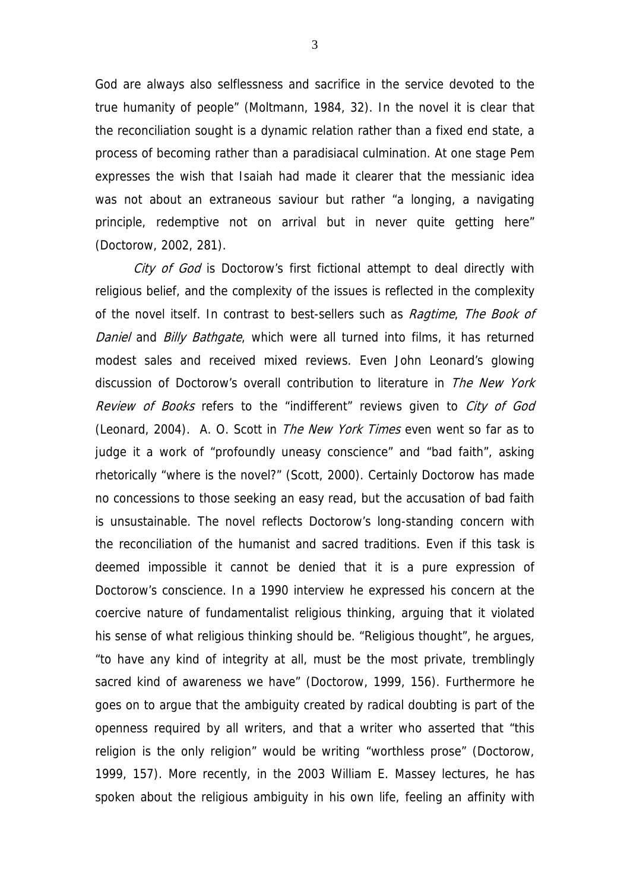God are always also selflessness and sacrifice in the service devoted to the true humanity of people" (Moltmann, 1984, 32). In the novel it is clear that the reconciliation sought is a dynamic relation rather than a fixed end state, a process of becoming rather than a paradisiacal culmination. At one stage Pem expresses the wish that Isaiah had made it clearer that the messianic idea was not about an extraneous saviour but rather "a longing, a navigating principle, redemptive not on arrival but in never quite getting here" (Doctorow, 2002, 281).

*City of God* is Doctorow's first fictional attempt to deal directly with religious belief, and the complexity of the issues is reflected in the complexity of the novel itself. In contrast to best-sellers such as *Ragtime*, *The Book of Daniel* and *Billy Bathgate*, which were all turned into films, it has returned modest sales and received mixed reviews. Even John Leonard's glowing discussion of Doctorow's overall contribution to literature in *The New York Review of Books* refers to the "indifferent" reviews given to *City of God* (Leonard, 2004). A. O. Scott in *The New York Times* even went so far as to judge it a work of "profoundly uneasy conscience" and "bad faith", asking rhetorically "where is the novel?" (Scott, 2000). Certainly Doctorow has made no concessions to those seeking an easy read, but the accusation of bad faith is unsustainable. The novel reflects Doctorow's long-standing concern with the reconciliation of the humanist and sacred traditions. Even if this task is deemed impossible it cannot be denied that it is a pure expression of Doctorow's conscience. In a 1990 interview he expressed his concern at the coercive nature of fundamentalist religious thinking, arguing that it violated his sense of what religious thinking should be. "Religious thought", he argues, "to have any kind of integrity at all, must be the most private, tremblingly sacred kind of awareness we have" (Doctorow, 1999, 156). Furthermore he goes on to argue that the ambiguity created by radical doubting is part of the openness required by all writers, and that a writer who asserted that "this religion is the only religion" would be writing "worthless prose" (Doctorow, 1999, 157). More recently, in the 2003 William E. Massey lectures, he has spoken about the religious ambiguity in his own life, feeling an affinity with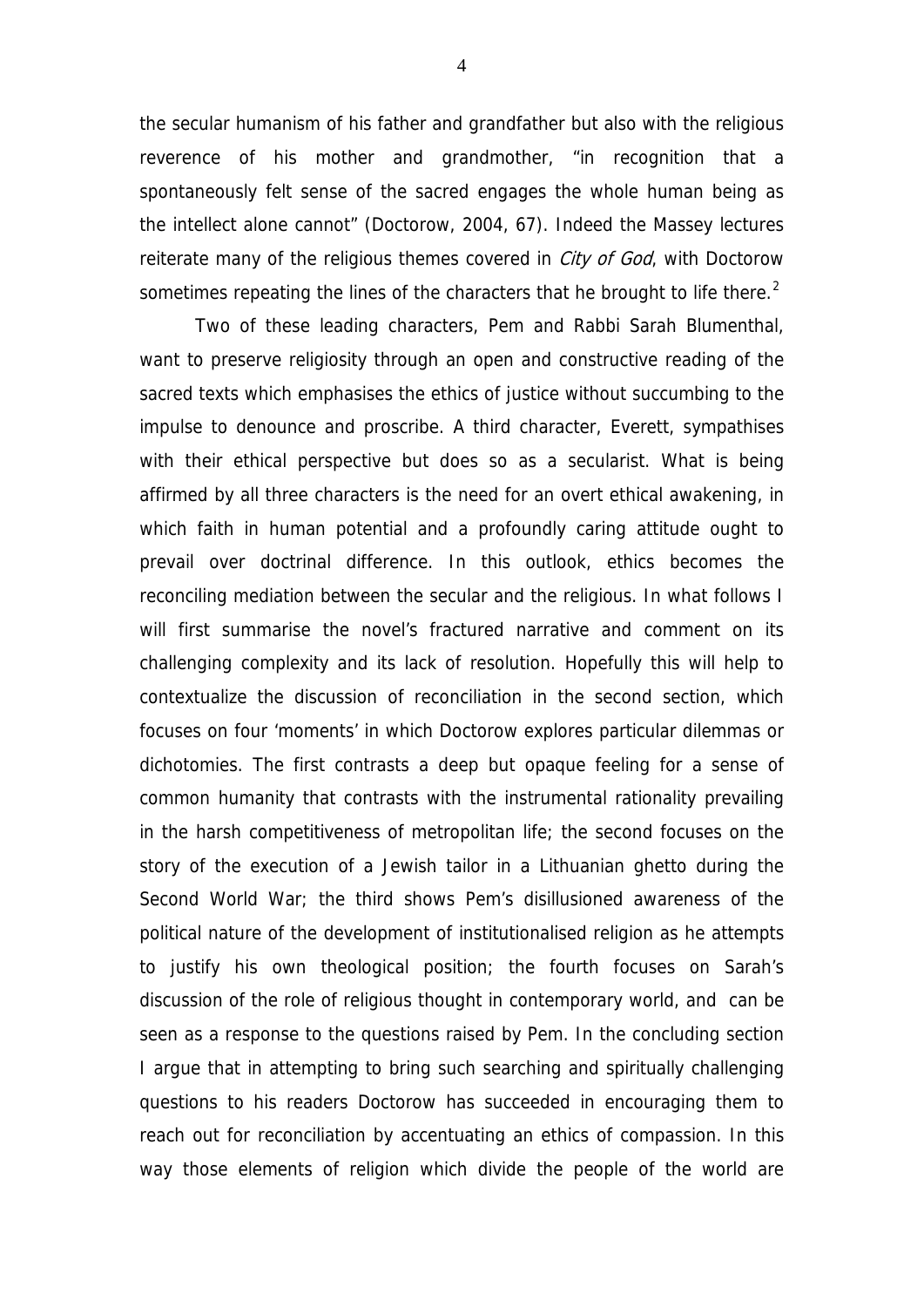the secular humanism of his father and grandfather but also with the religious reverence of his mother and grandmother, "in recognition that a spontaneously felt sense of the sacred engages the whole human being as the intellect alone cannot" (Doctorow, 2004, 67). Indeed the Massey lectures reiterate many of the religious themes covered in *City of God*, with Doctorow sometimes repeating the lines of the characters that he brought to life there.[2]

Two of these leading characters, Pem and Rabbi Sarah Blumenthal, want to preserve religiosity through an open and constructive reading of the sacred texts which emphasises the ethics of justice without succumbing to the impulse to denounce and proscribe. A third character, Everett, sympathises with their ethical perspective but does so as a secularist. What is being affirmed by all three characters is the need for an overt ethical awakening, in which faith in human potential and a profoundly caring attitude ought to prevail over doctrinal difference. In this outlook, ethics becomes the reconciling mediation between the secular and the religious. In what follows I will first summarise the novel's fractured narrative and comment on its challenging complexity and its lack of resolution. Hopefully this will help to contextualize the discussion of reconciliation in the second section, which focuses on four 'moments' in which Doctorow explores particular dilemmas or dichotomies. The first contrasts a deep but opaque feeling for a sense of common humanity that contrasts with the instrumental rationality prevailing in the harsh competitiveness of metropolitan life; the second focuses on the story of the execution of a Jewish tailor in a Lithuanian ghetto during the Second World War; the third shows Pem's disillusioned awareness of the political nature of the development of institutionalised religion as he attempts to justify his own theological position; the fourth focuses on Sarah's discussion of the role of religious thought in contemporary world, and can be seen as a response to the questions raised by Pem. In the concluding section I argue that in attempting to bring such searching and spiritually challenging questions to his readers Doctorow has succeeded in encouraging them to reach out for reconciliation by accentuating an ethics of compassion. In this way those elements of religion which divide the people of the world are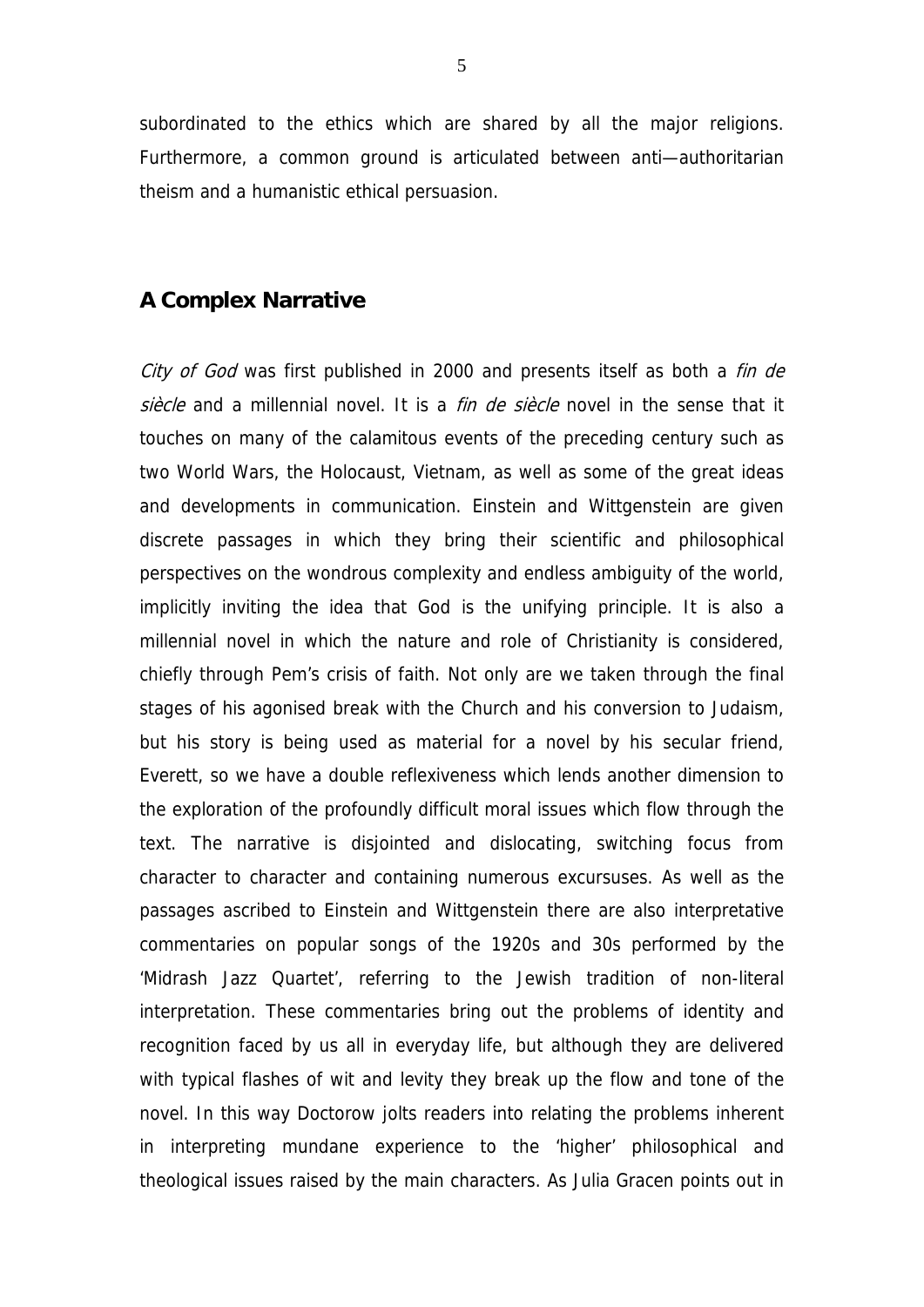subordinated to the ethics which are shared by all the major religions. Furthermore, a common ground is articulated between anti—authoritarian theism and a humanistic ethical persuasion.

## A Complex Narrative

*City of God* was first published in 2000 and presents itself as both a *fin de siècle* and a millennial novel. It is a *fin de siècle* novel in the sense that it touches on many of the calamitous events of the preceding century such as two World Wars, the Holocaust, Vietnam, as well as some of the great ideas and developments in communication. Einstein and Wittgenstein are given discrete passages in which they bring their scientific and philosophical perspectives on the wondrous complexity and endless ambiguity of the world, implicitly inviting the idea that God is the unifying principle. It is also a millennial novel in which the nature and role of Christianity is considered, chiefly through Pem's crisis of faith. Not only are we taken through the final stages of his agonised break with the Church and his conversion to Judaism, but his story is being used as material for a novel by his secular friend, Everett, so we have a double reflexiveness which lends another dimension to the exploration of the profoundly difficult moral issues which flow through the text. The narrative is disjointed and dislocating, switching focus from character to character and containing numerous excursuses. As well as the passages ascribed to Einstein and Wittgenstein there are also interpretative commentaries on popular songs of the 1920s and 30s performed by the 'Midrash Jazz Quartet', referring to the Jewish tradition of non-literal interpretation. These commentaries bring out the problems of identity and recognition faced by us all in everyday life, but although they are delivered with typical flashes of wit and levity they break up the flow and tone of the novel. In this way Doctorow jolts readers into relating the problems inherent in interpreting mundane experience to the 'higher' philosophical and theological issues raised by the main characters. As Julia Gracen points out in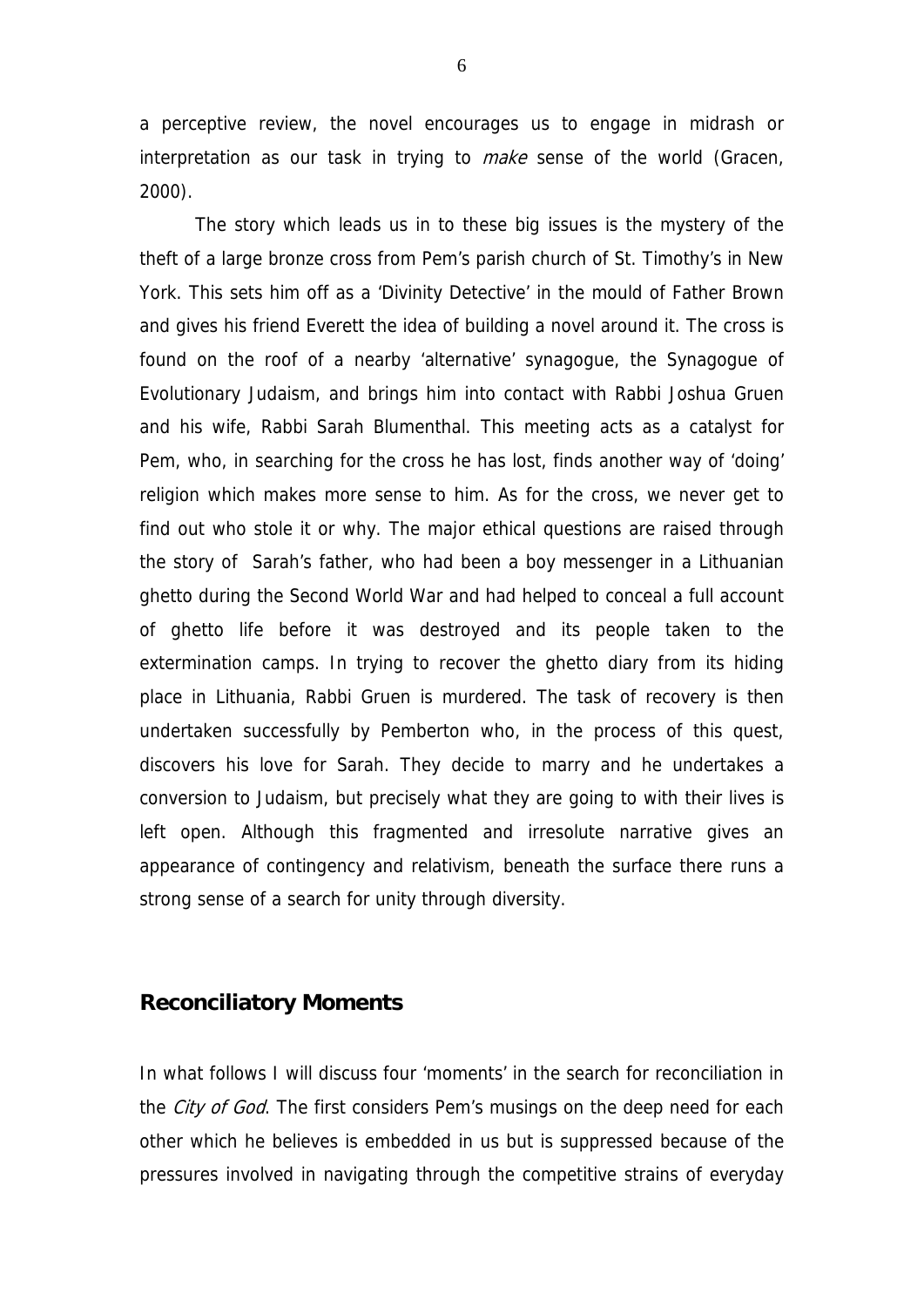a perceptive review, the novel encourages us to engage in midrash or interpretation as our task in trying to *make* sense of the world (Gracen, 2000).

The story which leads us in to these big issues is the mystery of the theft of a large bronze cross from Pem's parish church of St. Timothy's in New York. This sets him off as a 'Divinity Detective' in the mould of Father Brown and gives his friend Everett the idea of building a novel around it. The cross is found on the roof of a nearby 'alternative' synagogue, the Synagogue of Evolutionary Judaism, and brings him into contact with Rabbi Joshua Gruen and his wife, Rabbi Sarah Blumenthal. This meeting acts as a catalyst for Pem, who, in searching for the cross he has lost, finds another way of 'doing' religion which makes more sense to him. As for the cross, we never get to find out who stole it or why. The major ethical questions are raised through the story of Sarah's father, who had been a boy messenger in a Lithuanian ghetto during the Second World War and had helped to conceal a full account of ghetto life before it was destroyed and its people taken to the extermination camps. In trying to recover the ghetto diary from its hiding place in Lithuania, Rabbi Gruen is murdered. The task of recovery is then undertaken successfully by Pemberton who, in the process of this quest, discovers his love for Sarah. They decide to marry and he undertakes a conversion to Judaism, but precisely what they are going to with their lives is left open. Although this fragmented and irresolute narrative gives an appearance of contingency and relativism, beneath the surface there runs a strong sense of a search for unity through diversity.

## Reconciliatory Moments

In what follows I will discuss four 'moments' in the search for reconciliation in the *City of God*. The first considers Pem's musings on the deep need for each other which he believes is embedded in us but is suppressed because of the pressures involved in navigating through the competitive strains of everyday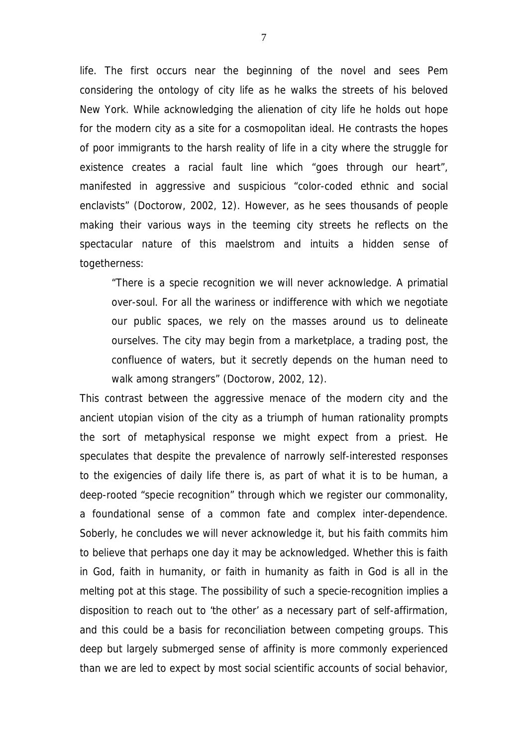life. The first occurs near the beginning of the novel and sees Pem considering the ontology of city life as he walks the streets of his beloved New York. While acknowledging the alienation of city life he holds out hope for the modern city as a site for a cosmopolitan ideal. He contrasts the hopes of poor immigrants to the harsh reality of life in a city where the struggle for existence creates a racial fault line which "goes through our heart", manifested in aggressive and suspicious "color-coded ethnic and social enclavists" (Doctorow, 2002, 12). However, as he sees thousands of people making their various ways in the teeming city streets he reflects on the spectacular nature of this maelstrom and intuits a hidden sense of togetherness:

> "There is a specie recognition we will never acknowledge. A primatial over-soul. For all the wariness or indifference with which we negotiate our public spaces, we rely on the masses around us to delineate ourselves. The city may begin from a marketplace, a trading post, the confluence of waters, but it secretly depends on the human need to walk among strangers" (Doctorow, 2002, 12).

This contrast between the aggressive menace of the modern city and the ancient utopian vision of the city as a triumph of human rationality prompts the sort of metaphysical response we might expect from a priest. He speculates that despite the prevalence of narrowly self-interested responses to the exigencies of daily life there is, as part of what it is to be human, a deep-rooted "specie recognition" through which we register our commonality, a foundational sense of a common fate and complex inter-dependence. Soberly, he concludes we will never acknowledge it, but his faith commits him to believe that perhaps one day it may be acknowledged. Whether this is faith in God, faith in humanity, or faith in humanity as faith in God is all in the melting pot at this stage. The possibility of such a specie-recognition implies a disposition to reach out to 'the other' as a necessary part of self-affirmation, and this could be a basis for reconciliation between competing groups. This deep but largely submerged sense of affinity is more commonly experienced than we are led to expect by most social scientific accounts of social behavior,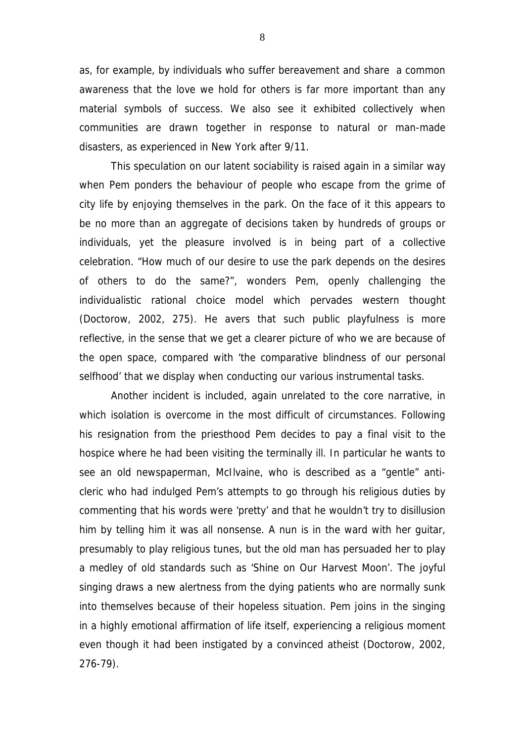as, for example, by individuals who suffer bereavement and share a common awareness that the love we hold for others is far more important than any material symbols of success. We also see it exhibited collectively when communities are drawn together in response to natural or man-made disasters, as experienced in New York after 9/11.

This speculation on our latent sociability is raised again in a similar way when Pem ponders the behaviour of people who escape from the grime of city life by enjoying themselves in the park. On the face of it this appears to be no more than an aggregate of decisions taken by hundreds of groups or individuals, yet the pleasure involved is in being part of a collective celebration. "How much of our desire to use the park depends on the desires of others to do the same?", wonders Pem, openly challenging the individualistic rational choice model which pervades western thought (Doctorow, 2002, 275). He avers that such public playfulness is more reflective, in the sense that we get a clearer picture of who we are because of the open space, compared with 'the comparative blindness of our personal selfhood' that we display when conducting our various instrumental tasks.

Another incident is included, again unrelated to the core narrative, in which isolation is overcome in the most difficult of circumstances. Following his resignation from the priesthood Pem decides to pay a final visit to the hospice where he had been visiting the terminally ill. In particular he wants to see an old newspaperman, McIlvaine, who is described as a "gentle" anti-cleric who had indulged Pem's attempts to go through his religious duties by commenting that his words were 'pretty' and that he wouldn't try to disillusion him by telling him it was all nonsense. A nun is in the ward with her guitar, presumably to play religious tunes, but the old man has persuaded her to play a medley of old standards such as 'Shine on Our Harvest Moon'. The joyful singing draws a new alertness from the dying patients who are normally sunk into themselves because of their hopeless situation. Pem joins in the singing in a highly emotional affirmation of life itself, experiencing a religious moment even though it had been instigated by a convinced atheist (Doctorow, 2002, 276-79).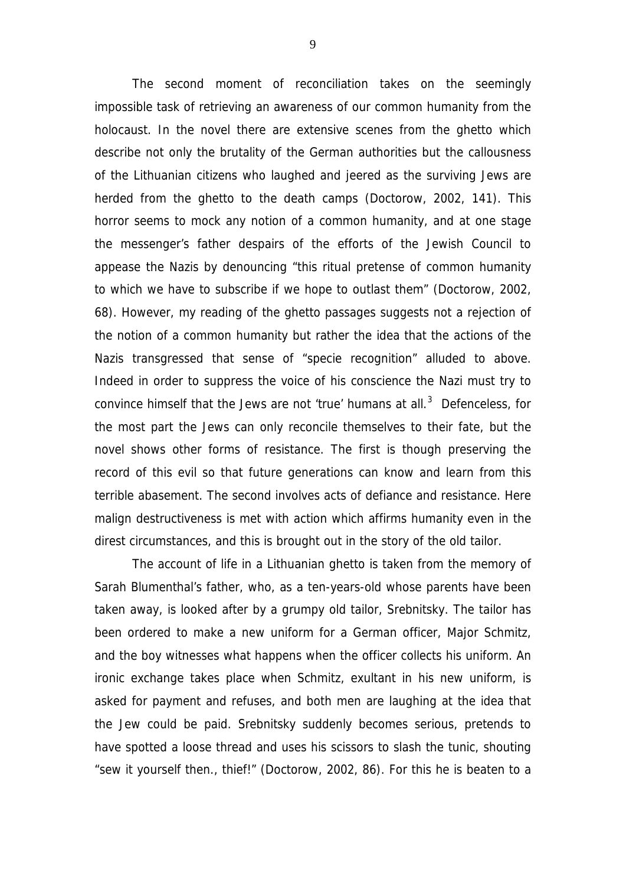The second moment of reconciliation takes on the seemingly impossible task of retrieving an awareness of our common humanity from the holocaust. In the novel there are extensive scenes from the ghetto which describe not only the brutality of the German authorities but the callousness of the Lithuanian citizens who laughed and jeered as the surviving Jews are herded from the ghetto to the death camps (Doctorow, 2002, 141). This horror seems to mock any notion of a common humanity, and at one stage the messenger's father despairs of the efforts of the Jewish Council to appease the Nazis by denouncing "this ritual pretense of common humanity to which we have to subscribe if we hope to outlast them" (Doctorow, 2002, 68). However, my reading of the ghetto passages suggests not a rejection of the notion of a common humanity but rather the idea that the actions of the Nazis transgressed that sense of "specie recognition" alluded to above. Indeed in order to suppress the voice of his conscience the Nazi must try to convince himself that the Jews are not 'true' humans at all.[3] Defenceless, for the most part the Jews can only reconcile themselves to their fate, but the novel shows other forms of resistance. The first is though preserving the record of this evil so that future generations can know and learn from this terrible abasement. The second involves acts of defiance and resistance. Here malign destructiveness is met with action which affirms humanity even in the direst circumstances, and this is brought out in the story of the old tailor.

The account of life in a Lithuanian ghetto is taken from the memory of Sarah Blumenthal's father, who, as a ten-years-old whose parents have been taken away, is looked after by a grumpy old tailor, Srebnitsky. The tailor has been ordered to make a new uniform for a German officer, Major Schmitz, and the boy witnesses what happens when the officer collects his uniform. An ironic exchange takes place when Schmitz, exultant in his new uniform, is asked for payment and refuses, and both men are laughing at the idea that the Jew could be paid. Srebnitsky suddenly becomes serious, pretends to have spotted a loose thread and uses his scissors to slash the tunic, shouting "sew it yourself then., thief!" (Doctorow, 2002, 86). For this he is beaten to a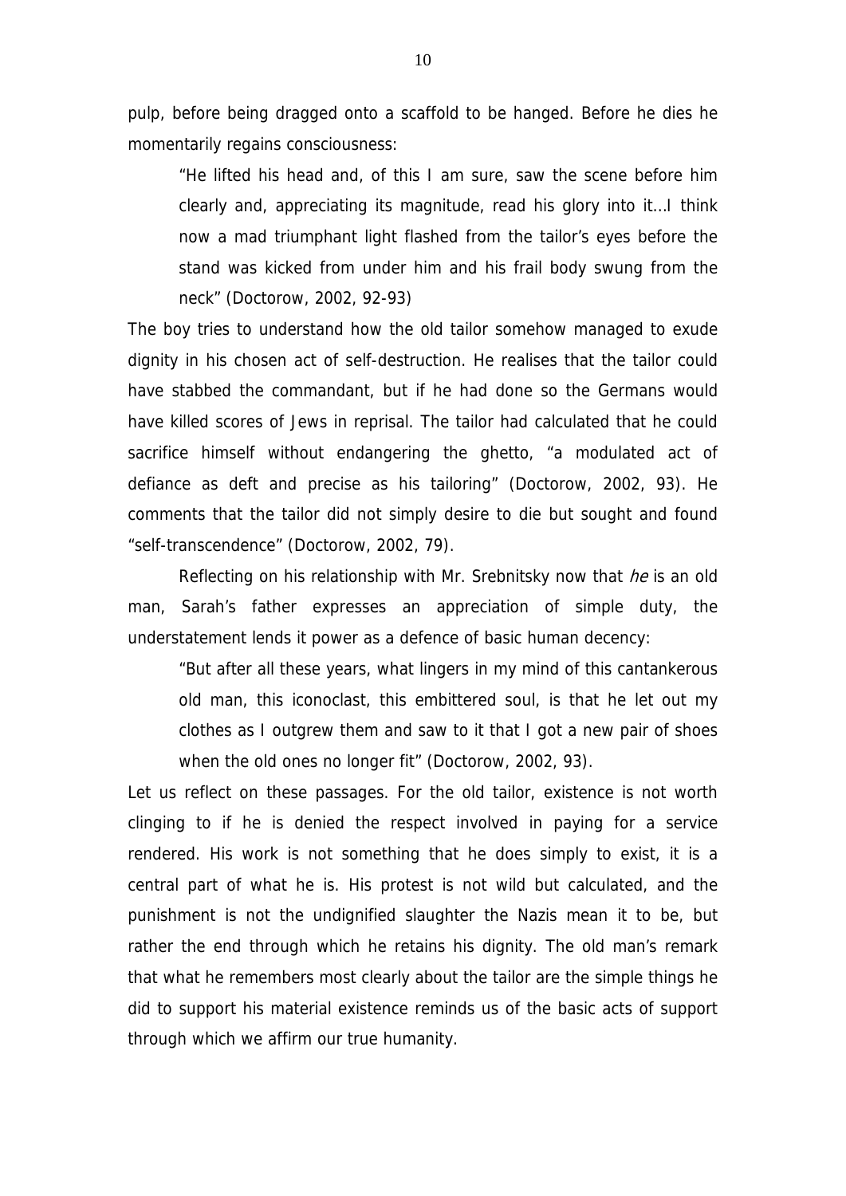pulp, before being dragged onto a scaffold to be hanged. Before he dies he momentarily regains consciousness:

> "He lifted his head and, of this I am sure, saw the scene before him clearly and, appreciating its magnitude, read his glory into it…I think now a mad triumphant light flashed from the tailor's eyes before the stand was kicked from under him and his frail body swung from the neck" (Doctorow, 2002, 92-93)

The boy tries to understand how the old tailor somehow managed to exude dignity in his chosen act of self-destruction. He realises that the tailor could have stabbed the commandant, but if he had done so the Germans would have killed scores of Jews in reprisal. The tailor had calculated that he could sacrifice himself without endangering the ghetto, "a modulated act of defiance as deft and precise as his tailoring" (Doctorow, 2002, 93). He comments that the tailor did not simply desire to die but sought and found "self-transcendence" (Doctorow, 2002, 79).

Reflecting on his relationship with Mr. Srebnitsky now that *he* is an old man, Sarah's father expresses an appreciation of simple duty, the understatement lends it power as a defence of basic human decency:

> "But after all these years, what lingers in my mind of this cantankerous old man, this iconoclast, this embittered soul, is that he let out my clothes as I outgrew them and saw to it that I got a new pair of shoes when the old ones no longer fit" (Doctorow, 2002, 93).

Let us reflect on these passages. For the old tailor, existence is not worth clinging to if he is denied the respect involved in paying for a service rendered. His work is not something that he does simply to exist, it is a central part of what he is. His protest is not wild but calculated, and the punishment is not the undignified slaughter the Nazis mean it to be, but rather the end through which he retains his dignity. The old man's remark that what he remembers most clearly about the tailor are the simple things he did to support his material existence reminds us of the basic acts of support through which we affirm our true humanity.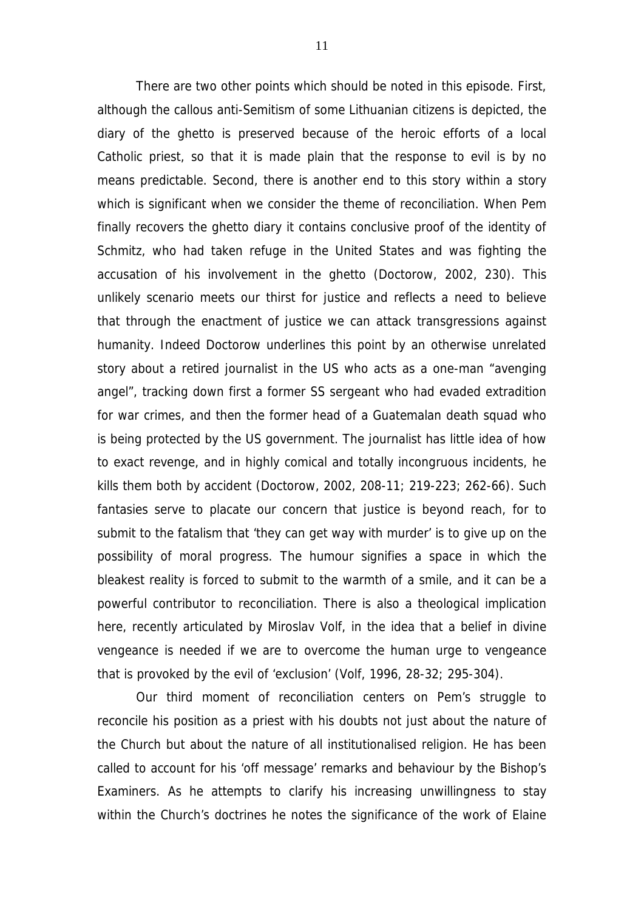There are two other points which should be noted in this episode. First, although the callous anti-Semitism of some Lithuanian citizens is depicted, the diary of the ghetto is preserved because of the heroic efforts of a local Catholic priest, so that it is made plain that the response to evil is by no means predictable. Second, there is another end to this story within a story which is significant when we consider the theme of reconciliation. When Pem finally recovers the ghetto diary it contains conclusive proof of the identity of Schmitz, who had taken refuge in the United States and was fighting the accusation of his involvement in the ghetto (Doctorow, 2002, 230). This unlikely scenario meets our thirst for justice and reflects a need to believe that through the enactment of justice we can attack transgressions against humanity. Indeed Doctorow underlines this point by an otherwise unrelated story about a retired journalist in the US who acts as a one-man "avenging angel", tracking down first a former SS sergeant who had evaded extradition for war crimes, and then the former head of a Guatemalan death squad who is being protected by the US government. The journalist has little idea of how to exact revenge, and in highly comical and totally incongruous incidents, he kills them both by accident (Doctorow, 2002, 208-11; 219-223; 262-66). Such fantasies serve to placate our concern that justice is beyond reach, for to submit to the fatalism that 'they can get way with murder' is to give up on the possibility of moral progress. The humour signifies a space in which the bleakest reality is forced to submit to the warmth of a smile, and it can be a powerful contributor to reconciliation. There is also a theological implication here, recently articulated by Miroslav Volf, in the idea that a belief in divine vengeance is needed if we are to overcome the human urge to vengeance that is provoked by the evil of 'exclusion' (Volf, 1996, 28-32; 295-304).

Our third moment of reconciliation centers on Pem's struggle to reconcile his position as a priest with his doubts not just about the nature of the Church but about the nature of all institutionalised religion. He has been called to account for his 'off message' remarks and behaviour by the Bishop's Examiners. As he attempts to clarify his increasing unwillingness to stay within the Church's doctrines he notes the significance of the work of Elaine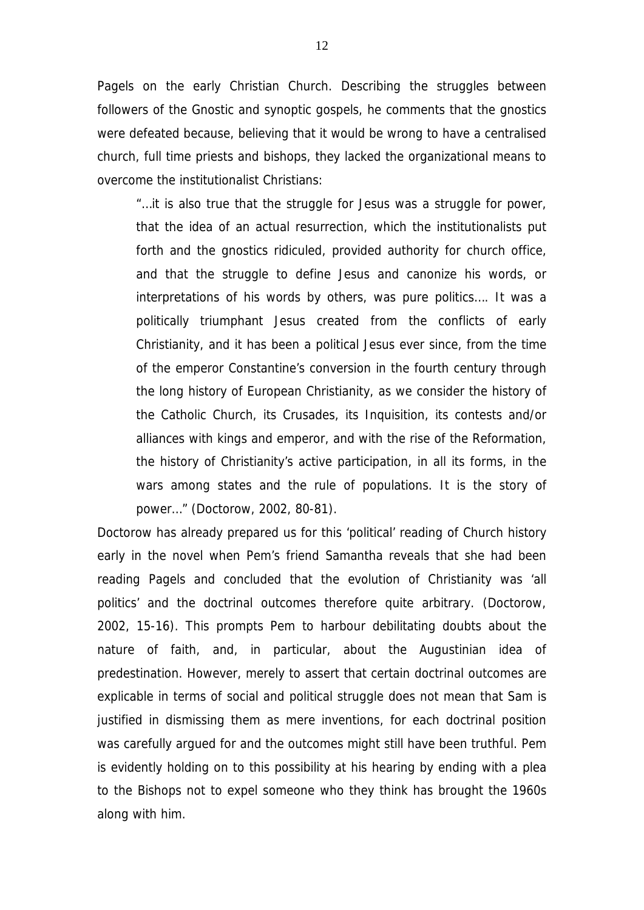Pagels on the early Christian Church. Describing the struggles between followers of the Gnostic and synoptic gospels, he comments that the gnostics were defeated because, believing that it would be wrong to have a centralised church, full time priests and bishops, they lacked the organizational means to overcome the institutionalist Christians:

> "…it is also true that the struggle for Jesus was a struggle for power, that the idea of an actual resurrection, which the institutionalists put forth and the gnostics ridiculed, provided authority for church office, and that the struggle to define Jesus and canonize his words, or interpretations of his words by others, was pure politics…. It was a politically triumphant Jesus created from the conflicts of early Christianity, and it has been a political Jesus ever since, from the time of the emperor Constantine's conversion in the fourth century through the long history of European Christianity, as we consider the history of the Catholic Church, its Crusades, its Inquisition, its contests and/or alliances with kings and emperor, and with the rise of the Reformation, the history of Christianity's active participation, in all its forms, in the wars among states and the rule of populations. It is the story of power…" (Doctorow, 2002, 80-81).

Doctorow has already prepared us for this 'political' reading of Church history early in the novel when Pem's friend Samantha reveals that she had been reading Pagels and concluded that the evolution of Christianity was 'all politics' and the doctrinal outcomes therefore quite arbitrary. (Doctorow, 2002, 15-16). This prompts Pem to harbour debilitating doubts about the nature of faith, and, in particular, about the Augustinian idea of predestination. However, merely to assert that certain doctrinal outcomes are explicable in terms of social and political struggle does not mean that Sam is justified in dismissing them as mere inventions, for each doctrinal position was carefully argued for and the outcomes might still have been truthful. Pem is evidently holding on to this possibility at his hearing by ending with a plea to the Bishops not to expel someone who they think has brought the 1960s along with him.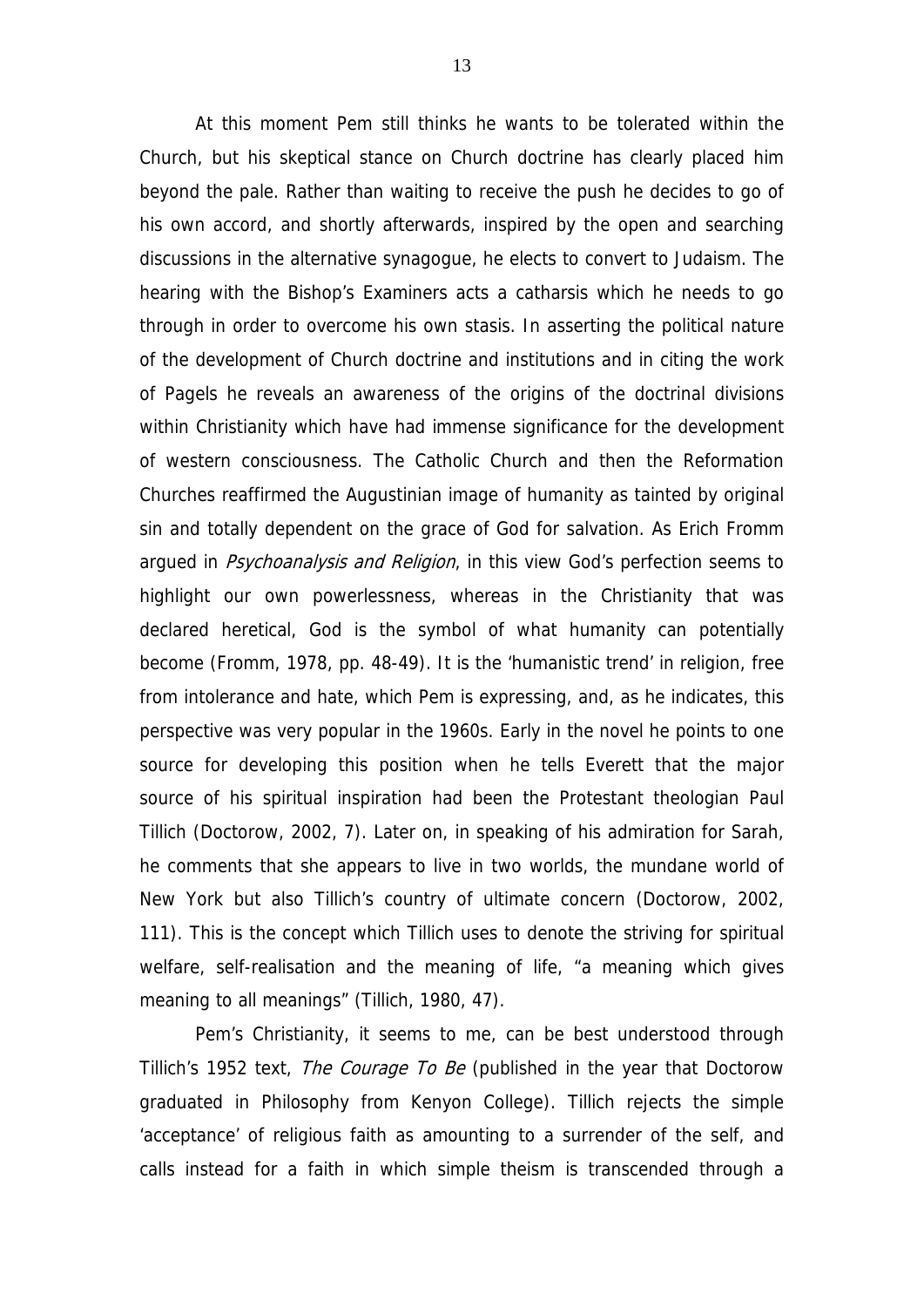At this moment Pem still thinks he wants to be tolerated within the Church, but his skeptical stance on Church doctrine has clearly placed him beyond the pale. Rather than waiting to receive the push he decides to go of his own accord, and shortly afterwards, inspired by the open and searching discussions in the alternative synagogue, he elects to convert to Judaism. The hearing with the Bishop's Examiners acts a catharsis which he needs to go through in order to overcome his own stasis. In asserting the political nature of the development of Church doctrine and institutions and in citing the work of Pagels he reveals an awareness of the origins of the doctrinal divisions within Christianity which have had immense significance for the development of western consciousness. The Catholic Church and then the Reformation Churches reaffirmed the Augustinian image of humanity as tainted by original sin and totally dependent on the grace of God for salvation. As Erich Fromm argued in *Psychoanalysis and Religion*, in this view God's perfection seems to highlight our own powerlessness, whereas in the Christianity that was declared heretical, God is the symbol of what humanity can potentially become (Fromm, 1978, pp. 48-49). It is the 'humanistic trend' in religion, free from intolerance and hate, which Pem is expressing, and, as he indicates, this perspective was very popular in the 1960s. Early in the novel he points to one source for developing this position when he tells Everett that the major source of his spiritual inspiration had been the Protestant theologian Paul Tillich (Doctorow, 2002, 7). Later on, in speaking of his admiration for Sarah, he comments that she appears to live in two worlds, the mundane world of New York but also Tillich's country of ultimate concern (Doctorow, 2002, 111). This is the concept which Tillich uses to denote the striving for spiritual welfare, self-realisation and the meaning of life, "a meaning which gives meaning to all meanings" (Tillich, 1980, 47).

Pem's Christianity, it seems to me, can be best understood through Tillich's 1952 text, *The Courage To Be* (published in the year that Doctorow graduated in Philosophy from Kenyon College). Tillich rejects the simple 'acceptance' of religious faith as amounting to a surrender of the self, and calls instead for a faith in which simple theism is transcended through a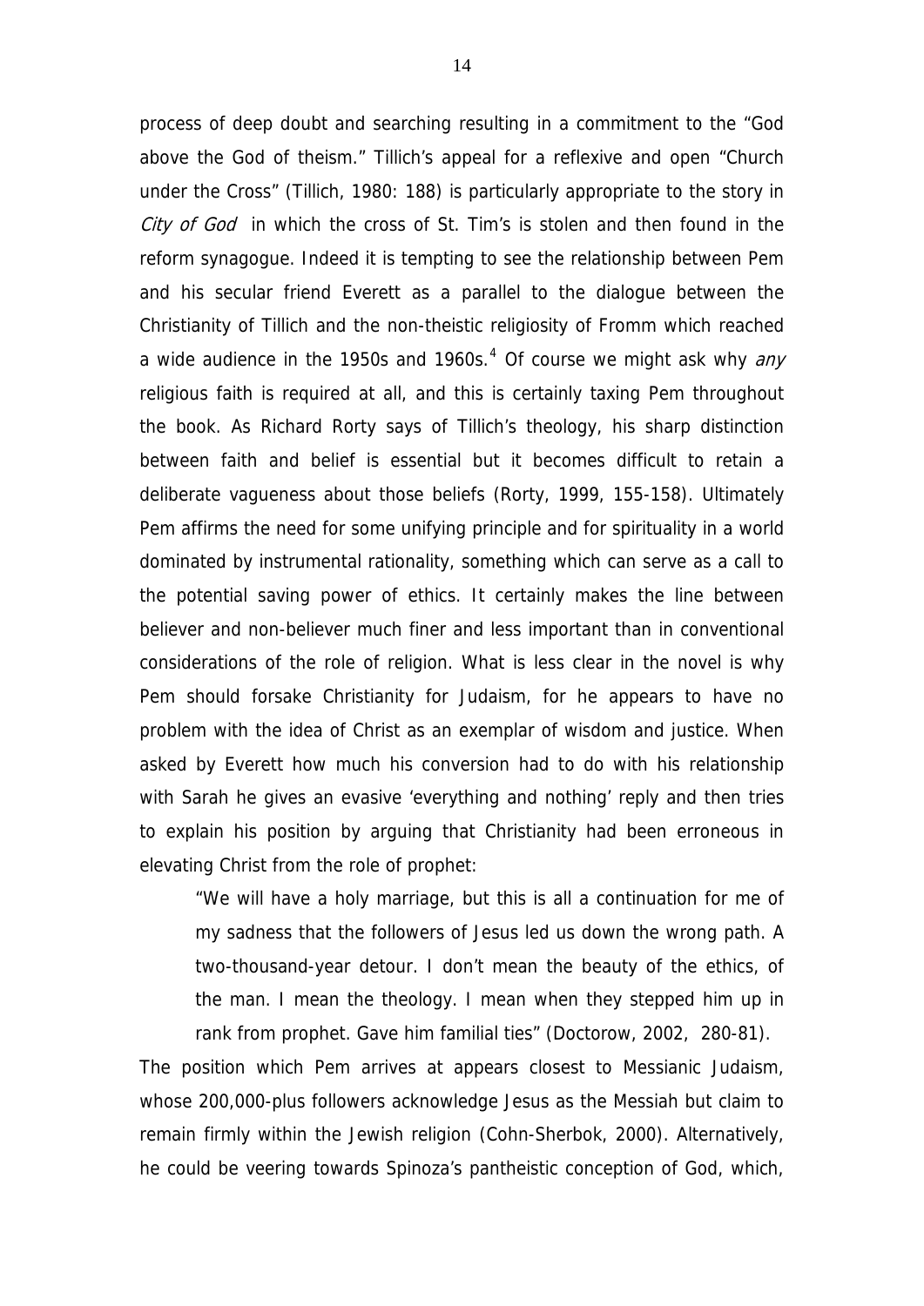process of deep doubt and searching resulting in a commitment to the "God above the God of theism." Tillich's appeal for a reflexive and open "Church under the Cross" (Tillich, 1980: 188) is particularly appropriate to the story in *City of God* in which the cross of St. Tim's is stolen and then found in the reform synagogue. Indeed it is tempting to see the relationship between Pem and his secular friend Everett as a parallel to the dialogue between the Christianity of Tillich and the non-theistic religiosity of Fromm which reached a wide audience in the 1950s and 1960s.[4] Of course we might ask why *any* religious faith is required at all, and this is certainly taxing Pem throughout the book. As Richard Rorty says of Tillich's theology, his sharp distinction between faith and belief is essential but it becomes difficult to retain a deliberate vagueness about those beliefs (Rorty, 1999, 155-158). Ultimately Pem affirms the need for some unifying principle and for spirituality in a world dominated by instrumental rationality, something which can serve as a call to the potential saving power of ethics. It certainly makes the line between believer and non-believer much finer and less important than in conventional considerations of the role of religion. What is less clear in the novel is why Pem should forsake Christianity for Judaism, for he appears to have no problem with the idea of Christ as an exemplar of wisdom and justice. When asked by Everett how much his conversion had to do with his relationship with Sarah he gives an evasive 'everything and nothing' reply and then tries to explain his position by arguing that Christianity had been erroneous in elevating Christ from the role of prophet:

> "We will have a holy marriage, but this is all a continuation for me of my sadness that the followers of Jesus led us down the wrong path. A two-thousand-year detour. I don't mean the beauty of the ethics, of the man. I mean the theology. I mean when they stepped him up in rank from prophet. Gave him familial ties" (Doctorow, 2002, 280-81).

The position which Pem arrives at appears closest to Messianic Judaism, whose 200,000-plus followers acknowledge Jesus as the Messiah but claim to remain firmly within the Jewish religion (Cohn-Sherbok, 2000). Alternatively, he could be veering towards Spinoza's pantheistic conception of God, which,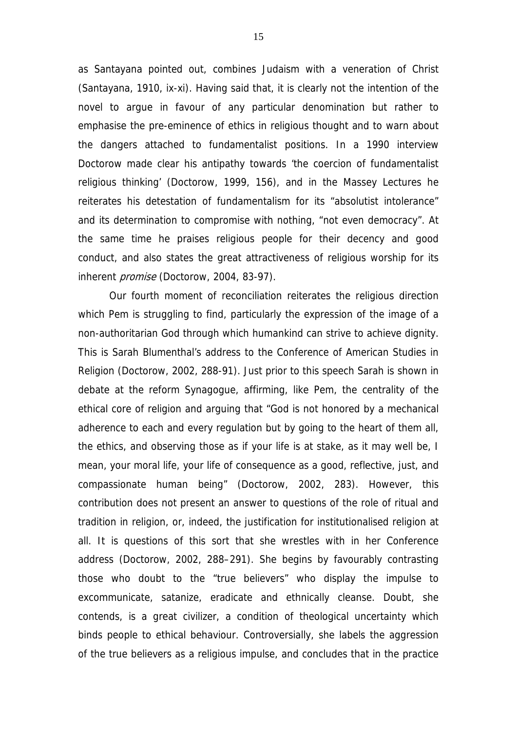as Santayana pointed out, combines Judaism with a veneration of Christ (Santayana, 1910, ix-xi). Having said that, it is clearly not the intention of the novel to argue in favour of any particular denomination but rather to emphasise the pre-eminence of ethics in religious thought and to warn about the dangers attached to fundamentalist positions. In a 1990 interview Doctorow made clear his antipathy towards 'the coercion of fundamentalist religious thinking' (Doctorow, 1999, 156), and in the Massey Lectures he reiterates his detestation of fundamentalism for its "absolutist intolerance" and its determination to compromise with nothing, "not even democracy". At the same time he praises religious people for their decency and good conduct, and also states the great attractiveness of religious worship for its inherent *promise* (Doctorow, 2004, 83-97).

Our fourth moment of reconciliation reiterates the religious direction which Pem is struggling to find, particularly the expression of the image of a non-authoritarian God through which humankind can strive to achieve dignity. This is Sarah Blumenthal's address to the Conference of American Studies in Religion (Doctorow, 2002, 288-91). Just prior to this speech Sarah is shown in debate at the reform Synagogue, affirming, like Pem, the centrality of the ethical core of religion and arguing that "God is not honored by a mechanical adherence to each and every regulation but by going to the heart of them all, the ethics, and observing those as if your life is at stake, as it may well be, I mean, your moral life, your life of consequence as a good, reflective, just, and compassionate human being" (Doctorow, 2002, 283). However, this contribution does not present an answer to questions of the role of ritual and tradition in religion, or, indeed, the justification for institutionalised religion at all. It is questions of this sort that she wrestles with in her Conference address (Doctorow, 2002, 288–291). She begins by favourably contrasting those who doubt to the "true believers" who display the impulse to excommunicate, satanize, eradicate and ethnically cleanse. Doubt, she contends, is a great civilizer, a condition of theological uncertainty which binds people to ethical behaviour. Controversially, she labels the aggression of the true believers as a religious impulse, and concludes that in the practice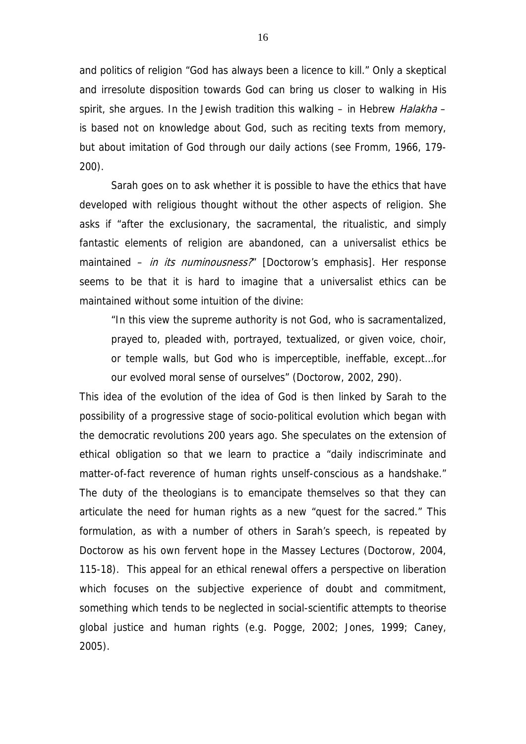and politics of religion "God has always been a licence to kill." Only a skeptical and irresolute disposition towards God can bring us closer to walking in His spirit, she argues. In the Jewish tradition this walking – in Hebrew *Halakha* – is based not on knowledge about God, such as reciting texts from memory, but about imitation of God through our daily actions (see Fromm, 1966, 179-200).

Sarah goes on to ask whether it is possible to have the ethics that have developed with religious thought without the other aspects of religion. She asks if "after the exclusionary, the sacramental, the ritualistic, and simply fantastic elements of religion are abandoned, can a universalist ethics be maintained – *in its numinousness?*" [Doctorow's emphasis]. Her response seems to be that it is hard to imagine that a universalist ethics can be maintained without some intuition of the divine:

> "In this view the supreme authority is not God, who is sacramentalized, prayed to, pleaded with, portrayed, textualized, or given voice, choir, or temple walls, but God who is imperceptible, ineffable, except…for our evolved moral sense of ourselves" (Doctorow, 2002, 290).

This idea of the evolution of the idea of God is then linked by Sarah to the possibility of a progressive stage of socio-political evolution which began with the democratic revolutions 200 years ago. She speculates on the extension of ethical obligation so that we learn to practice a "daily indiscriminate and matter-of-fact reverence of human rights unself-conscious as a handshake." The duty of the theologians is to emancipate themselves so that they can articulate the need for human rights as a new "quest for the sacred." This formulation, as with a number of others in Sarah's speech, is repeated by Doctorow as his own fervent hope in the Massey Lectures (Doctorow, 2004, 115-18). This appeal for an ethical renewal offers a perspective on liberation which focuses on the subjective experience of doubt and commitment, something which tends to be neglected in social-scientific attempts to theorise global justice and human rights (e.g. Pogge, 2002; Jones, 1999; Caney, 2005).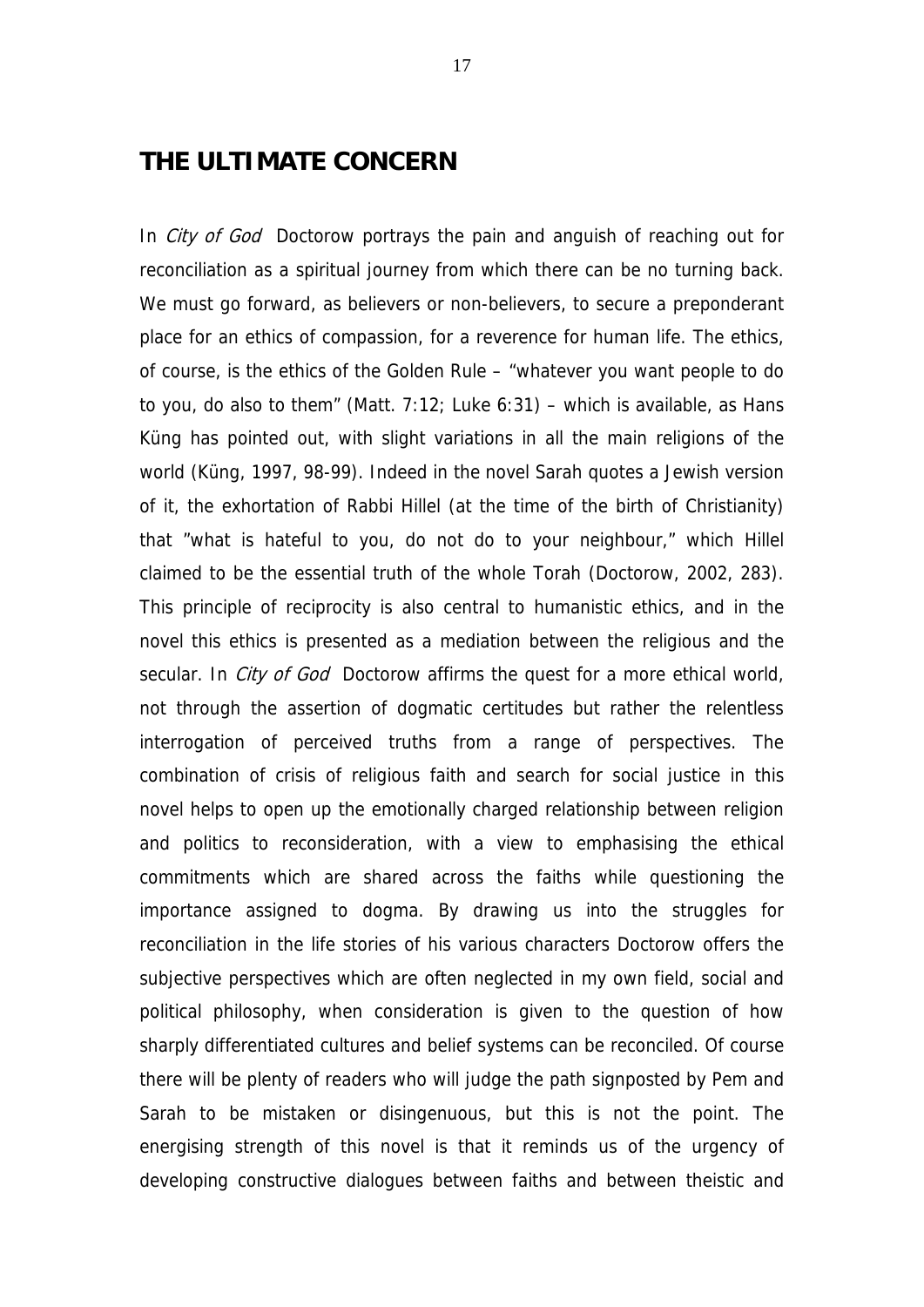## THE ULTIMATE CONCERN

In *City of God* Doctorow portrays the pain and anguish of reaching out for reconciliation as a spiritual journey from which there can be no turning back. We must go forward, as believers or non-believers, to secure a preponderant place for an ethics of compassion, for a reverence for human life. The ethics, of course, is the ethics of the Golden Rule – "whatever you want people to do to you, do also to them" (Matt. 7:12; Luke 6:31) – which is available, as Hans Küng has pointed out, with slight variations in all the main religions of the world (Küng, 1997, 98-99). Indeed in the novel Sarah quotes a Jewish version of it, the exhortation of Rabbi Hillel (at the time of the birth of Christianity) that "what is hateful to you, do not do to your neighbour," which Hillel claimed to be the essential truth of the whole Torah (Doctorow, 2002, 283). This principle of reciprocity is also central to humanistic ethics, and in the novel this ethics is presented as a mediation between the religious and the secular. In *City of God* Doctorow affirms the quest for a more ethical world, not through the assertion of dogmatic certitudes but rather the relentless interrogation of perceived truths from a range of perspectives. The combination of crisis of religious faith and search for social justice in this novel helps to open up the emotionally charged relationship between religion and politics to reconsideration, with a view to emphasising the ethical commitments which are shared across the faiths while questioning the importance assigned to dogma. By drawing us into the struggles for reconciliation in the life stories of his various characters Doctorow offers the subjective perspectives which are often neglected in my own field, social and political philosophy, when consideration is given to the question of how sharply differentiated cultures and belief systems can be reconciled. Of course there will be plenty of readers who will judge the path signposted by Pem and Sarah to be mistaken or disingenuous, but this is not the point. The energising strength of this novel is that it reminds us of the urgency of developing constructive dialogues between faiths and between theistic and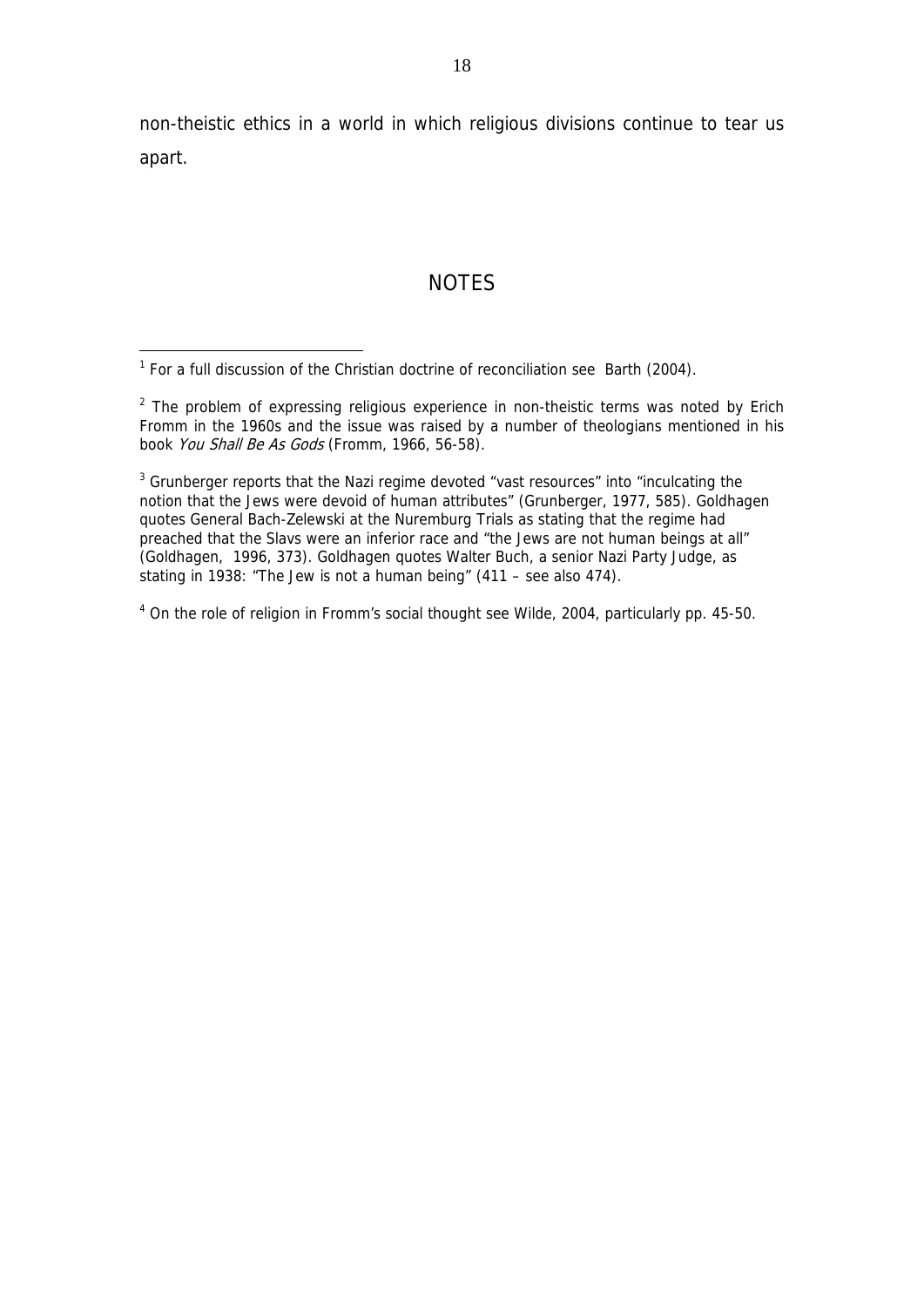non-theistic ethics in a world in which religious divisions continue to tear us apart.

## NOTES

[1] For a full discussion of the Christian doctrine of reconciliation see Barth (2004).

[2] The problem of expressing religious experience in non-theistic terms was noted by Erich Fromm in the 1960s and the issue was raised by a number of theologians mentioned in his book *You Shall Be As Gods* (Fromm, 1966, 56-58).

[3] Grunberger reports that the Nazi regime devoted "vast resources" into "inculcating the notion that the Jews were devoid of human attributes" (Grunberger, 1977, 585). Goldhagen quotes General Bach-Zelewski at the Nuremburg Trials as stating that the regime had preached that the Slavs were an inferior race and "the Jews are not human beings at all" (Goldhagen, 1996, 373). Goldhagen quotes Walter Buch, a senior Nazi Party Judge, as stating in 1938: "The Jew is not a human being" (411 – see also 474).

[4] On the role of religion in Fromm's social thought see Wilde, 2004, particularly pp. 45-50.